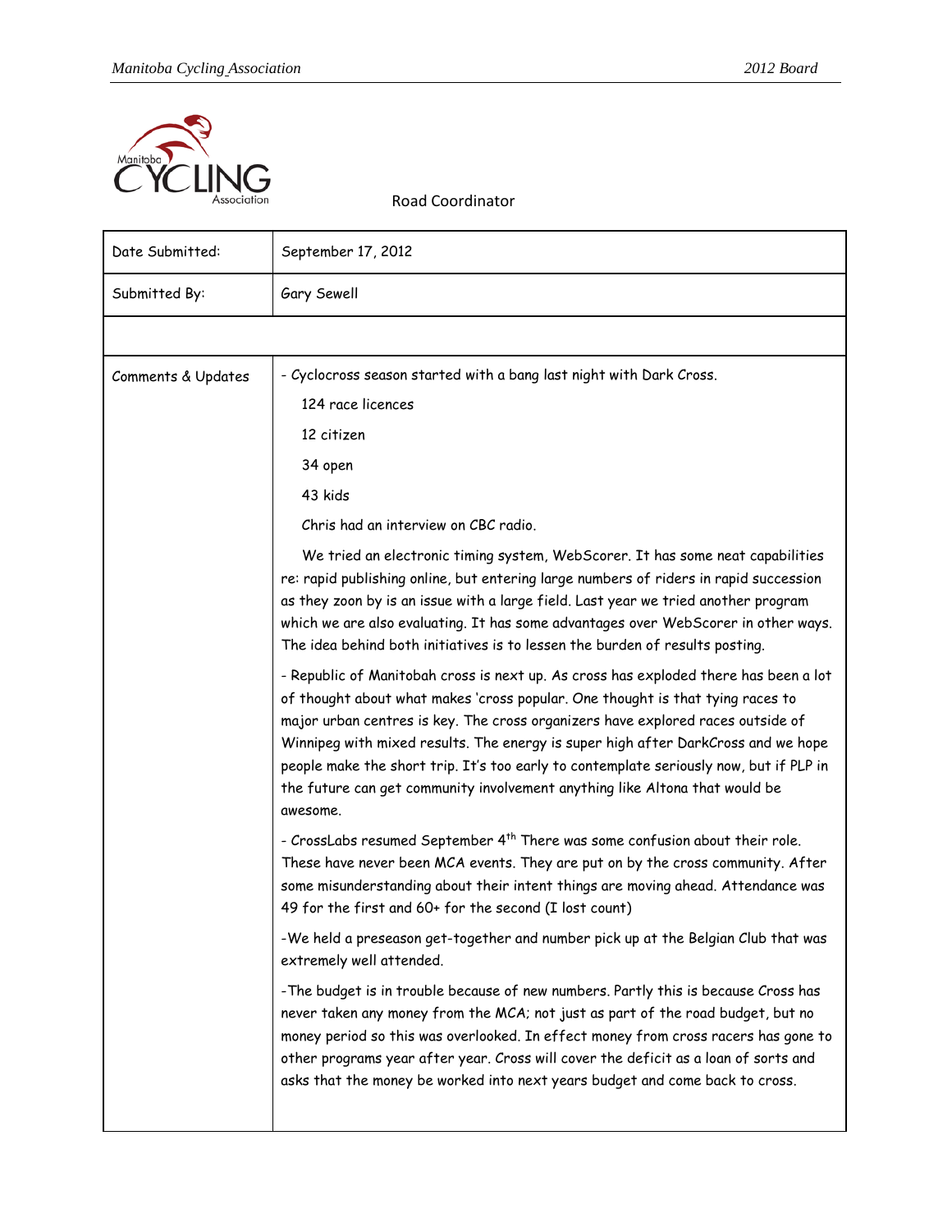Road Coordinator

| Date Submitted: | September 17, 2012 |
|---|---|
| Submitted By: | Gary Sewell |
| | |
| Comments & Updates | - Cyclocross season started with a bang last night with Dark Cross.<br>124 race licences<br>12 citizen<br>34 open<br>43 kids<br>Chris had an interview on CBC radio.<br>We tried an electronic timing system, WebScorer. It has some neat capabilities re: rapid publishing online, but entering large numbers of riders in rapid succession as they zoon by is an issue with a large field. Last year we tried another program which we are also evaluating. It has some advantages over WebScorer in other ways. The idea behind both initiatives is to lessen the burden of results posting.<br>- Republic of Manitobah cross is next up. As cross has exploded there has been a lot of thought about what makes 'cross popular. One thought is that tying races to major urban centres is key. The cross organizers have explored races outside of Winnipeg with mixed results. The energy is super high after DarkCross and we hope people make the short trip. It's too early to contemplate seriously now, but if PLP in the future can get community involvement anything like Altona that would be awesome.<br>- CrossLabs resumed September 4th There was some confusion about their role. These have never been MCA events. They are put on by the cross community. After some misunderstanding about their intent things are moving ahead. Attendance was 49 for the first and 60+ for the second (I lost count)<br>-We held a preseason get-together and number pick up at the Belgian Club that was extremely well attended.<br>-The budget is in trouble because of new numbers. Partly this is because Cross has never taken any money from the MCA; not just as part of the road budget, but no money period so this was overlooked. In effect money from cross racers has gone to other programs year after year. Cross will cover the deficit as a loan of sorts and asks that the money be worked into next years budget and come back to cross. |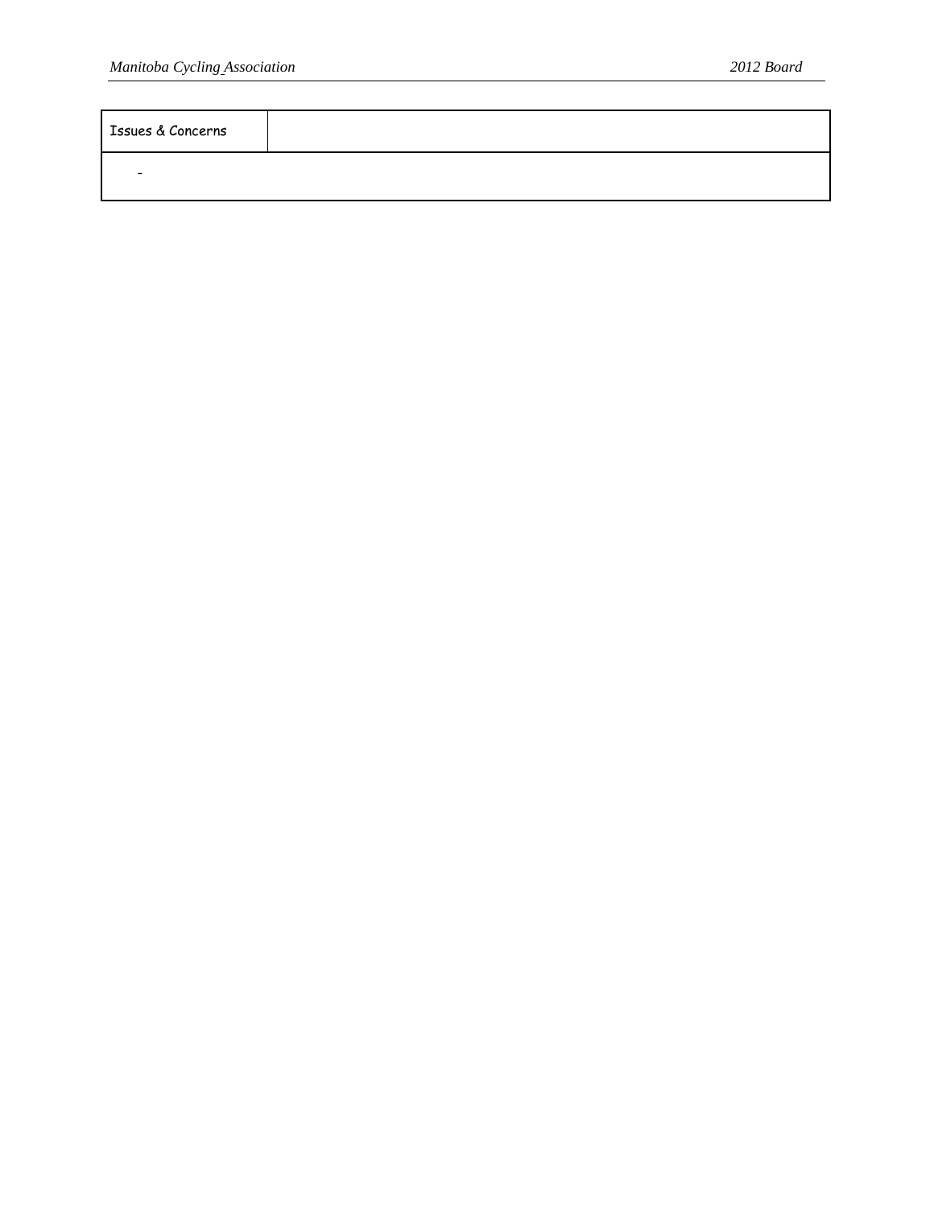| Issues & Concerns | |
|---|---|
| - | |